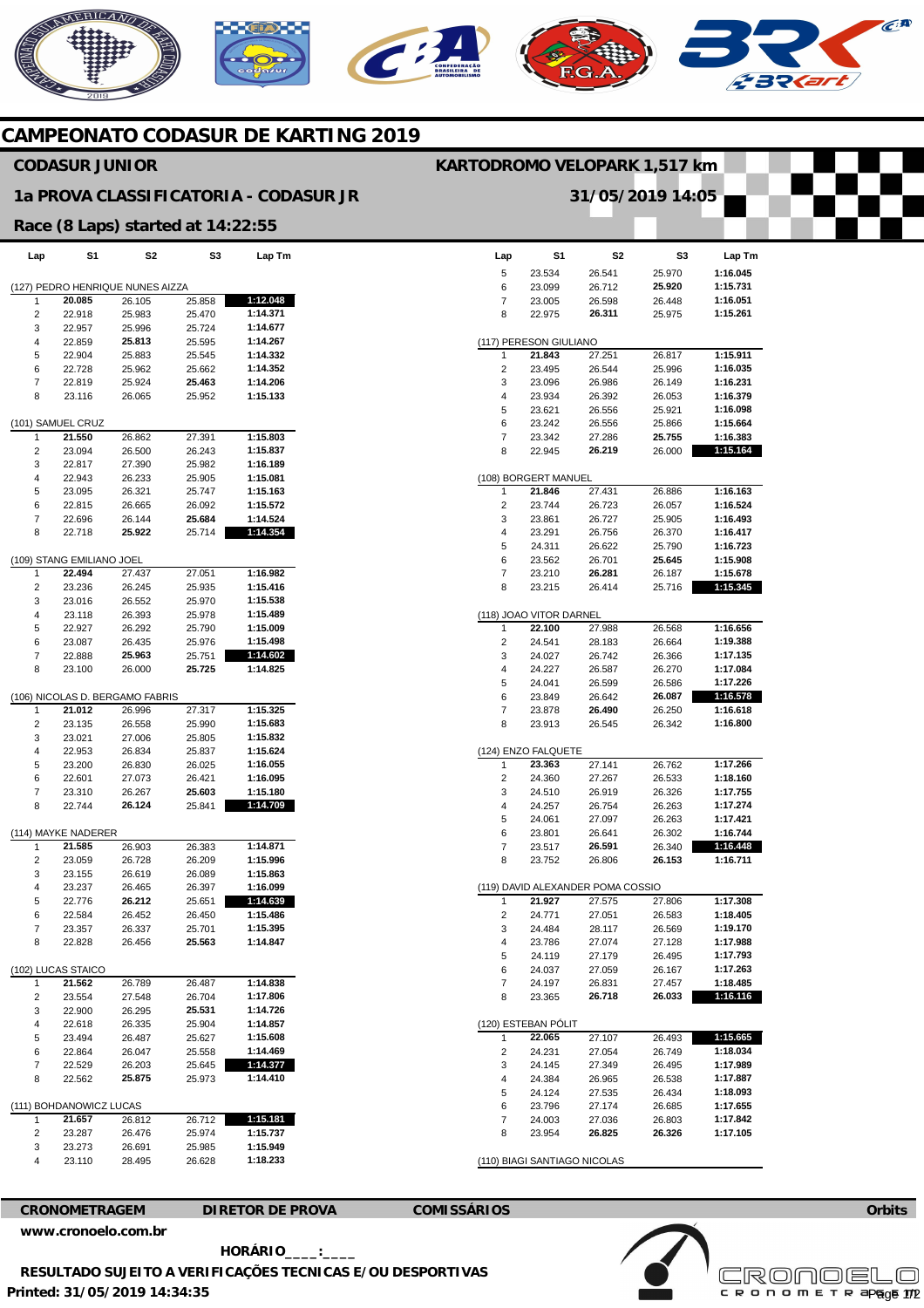# CAMPEONATO CODASUR DE KARTING 2019

## CODASUR JUNIOR

**KARTODROMO VELOPARK 1,517 km**

## 1a PROVA CLASSIFICATORIA - CODASUR JR

**31/05/2019 14:05**

### Race (8 Laps) started at 14:22:55

**(127) PEDRO HENRIQUE NUNES AIZZA**

| Lap | S1 | S2 | S3 | Lap Tm |
|---|---|---|---|---|
| 1 | **20.085** | 26.105 | 25.858 | **1:12.048** |
| 2 | 22.918 | 25.983 | 25.470 | 1:14.371 |
| 3 | 22.957 | 25.996 | 25.724 | 1:14.677 |
| 4 | 22.859 | **25.813** | 25.595 | 1:14.267 |
| 5 | 22.904 | 25.883 | 25.545 | 1:14.332 |
| 6 | 22.728 | 25.962 | 25.662 | 1:14.352 |
| 7 | 22.819 | 25.924 | **25.463** | 1:14.206 |
| 8 | 23.116 | 26.065 | 25.952 | 1:15.133 |

**(101) SAMUEL CRUZ**

| Lap | S1 | S2 | S3 | Lap Tm |
|---|---|---|---|---|
| 1 | **21.550** | 26.862 | 27.391 | 1:15.803 |
| 2 | 23.094 | 26.500 | 26.243 | 1:15.837 |
| 3 | 22.817 | 27.390 | 25.982 | 1:16.189 |
| 4 | 22.943 | 26.233 | 25.905 | 1:15.081 |
| 5 | 23.095 | 26.321 | 25.747 | 1:15.163 |
| 6 | 22.815 | 26.665 | 26.092 | 1:15.572 |
| 7 | 22.696 | 26.144 | **25.684** | 1:14.524 |
| 8 | 22.718 | **25.922** | 25.714 | **1:14.354** |

**(109) STANG EMILIANO JOEL**

| Lap | S1 | S2 | S3 | Lap Tm |
|---|---|---|---|---|
| 1 | **22.494** | 27.437 | 27.051 | 1:16.982 |
| 2 | 23.236 | 26.245 | 25.935 | 1:15.416 |
| 3 | 23.016 | 26.552 | 25.970 | 1:15.538 |
| 4 | 23.118 | 26.393 | 25.978 | 1:15.489 |
| 5 | 22.927 | 26.292 | 25.790 | 1:15.009 |
| 6 | 23.087 | 26.435 | 25.976 | 1:15.498 |
| 7 | 22.888 | **25.963** | 25.751 | **1:14.602** |
| 8 | 23.100 | 26.000 | **25.725** | 1:14.825 |

**(106) NICOLAS D. BERGAMO FABRIS**

| Lap | S1 | S2 | S3 | Lap Tm |
|---|---|---|---|---|
| 1 | **21.012** | 26.996 | 27.317 | 1:15.325 |
| 2 | 23.135 | 26.558 | 25.990 | 1:15.683 |
| 3 | 23.021 | 27.006 | 25.805 | 1:15.832 |
| 4 | 22.953 | 26.834 | 25.837 | 1:15.624 |
| 5 | 23.200 | 26.830 | 26.025 | 1:16.055 |
| 6 | 22.601 | 27.073 | 26.421 | 1:16.095 |
| 7 | 23.310 | 26.267 | **25.603** | 1:15.180 |
| 8 | 22.744 | **26.124** | 25.841 | **1:14.709** |

**(114) MAYKE NADERER**

| Lap | S1 | S2 | S3 | Lap Tm |
|---|---|---|---|---|
| 1 | **21.585** | 26.903 | 26.383 | 1:14.871 |
| 2 | 23.059 | 26.728 | 26.209 | 1:15.996 |
| 3 | 23.155 | 26.619 | 26.089 | 1:15.863 |
| 4 | 23.237 | 26.465 | 26.397 | 1:16.099 |
| 5 | 22.776 | **26.212** | 25.651 | **1:14.639** |
| 6 | 22.584 | 26.452 | 26.450 | 1:15.486 |
| 7 | 23.357 | 26.337 | 25.701 | 1:15.395 |
| 8 | 22.828 | 26.456 | **25.563** | 1:14.847 |

**(102) LUCAS STAICO**

| Lap | S1 | S2 | S3 | Lap Tm |
|---|---|---|---|---|
| 1 | **21.562** | 26.789 | 26.487 | 1:14.838 |
| 2 | 23.554 | 27.548 | 26.704 | 1:17.806 |
| 3 | 22.900 | 26.295 | **25.531** | 1:14.726 |
| 4 | 22.618 | 26.335 | 25.904 | 1:14.857 |
| 5 | 23.494 | 26.487 | 25.627 | 1:15.608 |
| 6 | 22.864 | 26.047 | 25.558 | 1:14.469 |
| 7 | 22.529 | 26.203 | 25.645 | **1:14.377** |
| 8 | 22.562 | **25.875** | 25.973 | 1:14.410 |

**(111) BOHDANOWICZ LUCAS**

| Lap | S1 | S2 | S3 | Lap Tm |
|---|---|---|---|---|
| 1 | **21.657** | 26.812 | 26.712 | **1:15.181** |
| 2 | 23.287 | 26.476 | 25.974 | 1:15.737 |
| 3 | 23.273 | 26.691 | 25.985 | 1:15.949 |
| 4 | 23.110 | 28.495 | 26.628 | 1:18.233 |
| 5 | 23.534 | 26.541 | 25.970 | 1:16.045 |
| 6 | 23.099 | 26.712 | **25.920** | 1:15.731 |
| 7 | 23.005 | 26.598 | 26.448 | 1:16.051 |
| 8 | 22.975 | **26.311** | 25.975 | 1:15.261 |

**(117) PERESON GIULIANO**

| Lap | S1 | S2 | S3 | Lap Tm |
|---|---|---|---|---|
| 1 | **21.843** | 27.251 | 26.817 | 1:15.911 |
| 2 | 23.495 | 26.544 | 25.996 | 1:16.035 |
| 3 | 23.096 | 26.986 | 26.149 | 1:16.231 |
| 4 | 23.934 | 26.392 | 26.053 | 1:16.379 |
| 5 | 23.621 | 26.556 | 25.921 | 1:16.098 |
| 6 | 23.242 | 26.556 | 25.866 | 1:15.664 |
| 7 | 23.342 | 27.286 | **25.755** | 1:16.383 |
| 8 | 22.945 | **26.219** | 26.000 | **1:15.164** |

**(108) BORGERT MANUEL**

| Lap | S1 | S2 | S3 | Lap Tm |
|---|---|---|---|---|
| 1 | **21.846** | 27.431 | 26.886 | 1:16.163 |
| 2 | 23.744 | 26.723 | 26.057 | 1:16.524 |
| 3 | 23.861 | 26.727 | 25.905 | 1:16.493 |
| 4 | 23.291 | 26.756 | 26.370 | 1:16.417 |
| 5 | 24.311 | 26.622 | 25.790 | 1:16.723 |
| 6 | 23.562 | 26.701 | **25.645** | 1:15.908 |
| 7 | 23.210 | **26.281** | 26.187 | 1:15.678 |
| 8 | 23.215 | 26.414 | 25.716 | **1:15.345** |

**(118) JOAO VITOR DARNEL**

| Lap | S1 | S2 | S3 | Lap Tm |
|---|---|---|---|---|
| 1 | **22.100** | 27.988 | 26.568 | 1:16.656 |
| 2 | 24.541 | 28.183 | 26.664 | 1:19.388 |
| 3 | 24.027 | 26.742 | 26.366 | 1:17.135 |
| 4 | 24.227 | 26.587 | 26.270 | 1:17.084 |
| 5 | 24.041 | 26.599 | 26.586 | 1:17.226 |
| 6 | 23.849 | 26.642 | **26.087** | **1:16.578** |
| 7 | 23.878 | **26.490** | 26.250 | 1:16.618 |
| 8 | 23.913 | 26.545 | 26.342 | 1:16.800 |

**(124) ENZO FALQUETE**

| Lap | S1 | S2 | S3 | Lap Tm |
|---|---|---|---|---|
| 1 | **23.363** | 27.141 | 26.762 | 1:17.266 |
| 2 | 24.360 | 27.267 | 26.533 | 1:18.160 |
| 3 | 24.510 | 26.919 | 26.326 | 1:17.755 |
| 4 | 24.257 | 26.754 | 26.263 | 1:17.274 |
| 5 | 24.061 | 27.097 | 26.263 | 1:17.421 |
| 6 | 23.801 | 26.641 | 26.302 | 1:16.744 |
| 7 | 23.517 | **26.591** | 26.340 | **1:16.448** |
| 8 | 23.752 | 26.806 | **26.153** | 1:16.711 |

**(119) DAVID ALEXANDER POMA COSSIO**

| Lap | S1 | S2 | S3 | Lap Tm |
|---|---|---|---|---|
| 1 | **21.927** | 27.575 | 27.806 | 1:17.308 |
| 2 | 24.771 | 27.051 | 26.583 | 1:18.405 |
| 3 | 24.484 | 28.117 | 26.569 | 1:19.170 |
| 4 | 23.786 | 27.074 | 27.128 | 1:17.988 |
| 5 | 24.119 | 27.179 | 26.495 | 1:17.793 |
| 6 | 24.037 | 27.059 | 26.167 | 1:17.263 |
| 7 | 24.197 | 26.831 | 27.457 | 1:18.485 |
| 8 | 23.365 | **26.718** | **26.033** | **1:16.116** |

**(120) ESTEBAN PÓLIT**

| Lap | S1 | S2 | S3 | Lap Tm |
|---|---|---|---|---|
| 1 | **22.065** | 27.107 | 26.493 | **1:15.665** |
| 2 | 24.231 | 27.054 | 26.749 | 1:18.034 |
| 3 | 24.145 | 27.349 | 26.495 | 1:17.989 |
| 4 | 24.384 | 26.965 | 26.538 | 1:17.887 |
| 5 | 24.124 | 27.535 | 26.434 | 1:18.093 |
| 6 | 23.796 | 27.174 | 26.685 | 1:17.655 |
| 7 | 24.003 | 27.036 | 26.803 | 1:17.842 |
| 8 | 23.954 | **26.825** | **26.326** | 1:17.105 |

**(110) BIAGI SANTIAGO NICOLAS**

**CRONOMETRAGEM** | **DIRETOR DE PROVA** | **COMISSÁRIOS** | **Orbits**

**www.cronoelo.com.br**

**HORÁRIO\_\_\_\_:\_\_\_\_**

**RESULTADO SUJEITO A VERIFICAÇÕES TECNICAS E/OU DESPORTIVAS**

**Printed: 31/05/2019 14:34:35**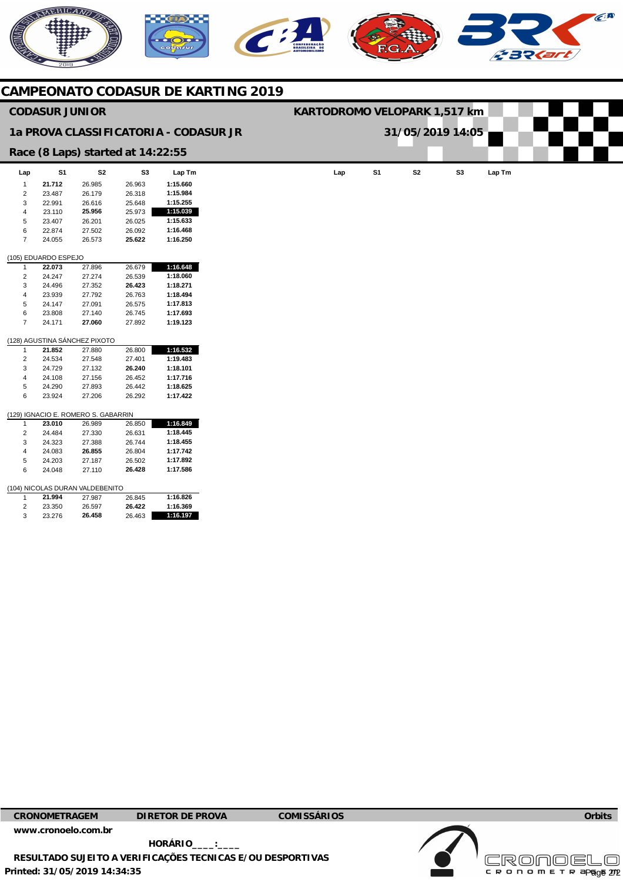# CAMPEONATO CODASUR DE KARTING 2019

## CODASUR JUNIOR

**KARTODROMO VELOPARK 1,517 km**

**1a PROVA CLASSIFICATORIA - CODASUR JR**

**31/05/2019 14:05**

**Race (8 Laps) started at 14:22:55**

| Lap | S1 | S2 | S3 | Lap Tm |
|---|---|---|---|---|
| 1 | **21.712** | 26.985 | 26.963 | **1:15.660** |
| 2 | 23.487 | 26.179 | 26.318 | **1:15.984** |
| 3 | 22.991 | 26.616 | 25.648 | **1:15.255** |
| 4 | 23.110 | **25.956** | 25.973 | **1:15.039** |
| 5 | 23.407 | 26.201 | 26.025 | **1:15.633** |
| 6 | 22.874 | 27.502 | 26.092 | **1:16.468** |
| 7 | 24.055 | 26.573 | **25.622** | **1:16.250** |

(105) EDUARDO ESPEJO

| Lap | S1 | S2 | S3 | Lap Tm |
|---|---|---|---|---|
| 1 | **22.073** | 27.896 | 26.679 | **1:16.648** |
| 2 | 24.247 | 27.274 | 26.539 | **1:18.060** |
| 3 | 24.496 | 27.352 | **26.423** | **1:18.271** |
| 4 | 23.939 | 27.792 | 26.763 | **1:18.494** |
| 5 | 24.147 | 27.091 | 26.575 | **1:17.813** |
| 6 | 23.808 | 27.140 | 26.745 | **1:17.693** |
| 7 | 24.171 | **27.060** | 27.892 | **1:19.123** |

(128) AGUSTINA SÁNCHEZ PIXOTO

| Lap | S1 | S2 | S3 | Lap Tm |
|---|---|---|---|---|
| 1 | **21.852** | 27.880 | 26.800 | **1:16.532** |
| 2 | 24.534 | 27.548 | 27.401 | **1:19.483** |
| 3 | 24.729 | 27.132 | **26.240** | **1:18.101** |
| 4 | 24.108 | 27.156 | 26.452 | **1:17.716** |
| 5 | 24.290 | 27.893 | 26.442 | **1:18.625** |
| 6 | 23.924 | 27.206 | 26.292 | **1:17.422** |

(129) IGNACIO E. ROMERO S. GABARRIN

| Lap | S1 | S2 | S3 | Lap Tm |
|---|---|---|---|---|
| 1 | **23.010** | 26.989 | 26.850 | **1:16.849** |
| 2 | 24.484 | 27.330 | 26.631 | **1:18.445** |
| 3 | 24.323 | 27.388 | 26.744 | **1:18.455** |
| 4 | 24.083 | **26.855** | 26.804 | **1:17.742** |
| 5 | 24.203 | 27.187 | 26.502 | **1:17.892** |
| 6 | 24.048 | 27.110 | **26.428** | **1:17.586** |

(104) NICOLAS DURAN VALDEBENITO

| Lap | S1 | S2 | S3 | Lap Tm |
|---|---|---|---|---|
| 1 | **21.994** | 27.987 | 26.845 | **1:16.826** |
| 2 | 23.350 | 26.597 | **26.422** | **1:16.369** |
| 3 | 23.276 | **26.458** | 26.463 | **1:16.197** |

**CRONOMETRAGEM** **DIRETOR DE PROVA** **COMISSÁRIOS** **Orbits**

**www.cronoelo.com.br**

**HORÁRIO____:____**

**RESULTADO SUJEITO A VERIFICAÇÕES TECNICAS E/OU DESPORTIVAS**

**Printed: 31/05/2019 14:34:35**

CRONOELO CRONOMETRAGE